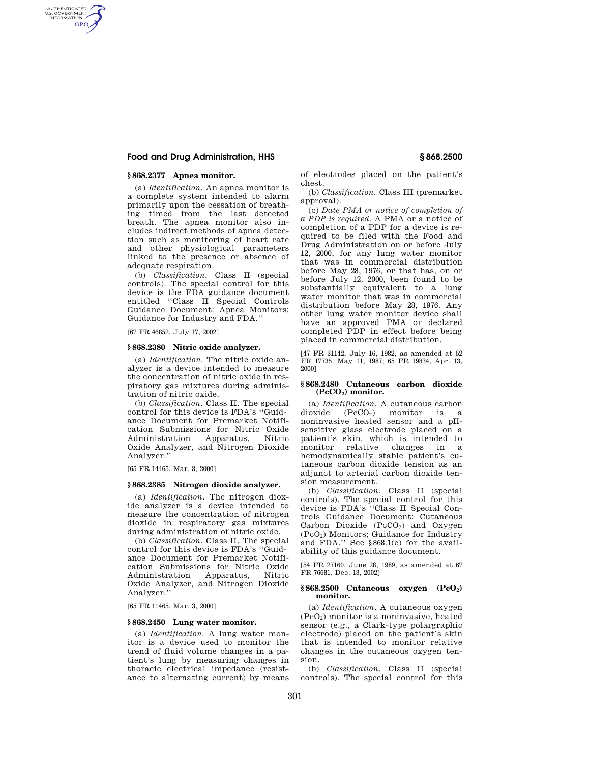### § 868.2377 Apnea monitor.

(a) *Identification.* An apnea monitor is a complete system intended to alarm primarily upon the cessation of breathing timed from the last detected breath. The apnea monitor also includes indirect methods of apnea detection such as monitoring of heart rate and other physiological parameters linked to the presence or absence of adequate respiration.

(b) *Classification.* Class II (special controls). The special control for this device is the FDA guidance document entitled ''Class II Special Controls Guidance Document: Apnea Monitors; Guidance for Industry and FDA.''

[67 FR 46852, July 17, 2002]

### § 868.2380 Nitric oxide analyzer.

(a) *Identification.* The nitric oxide analyzer is a device intended to measure the concentration of nitric oxide in respiratory gas mixtures during administration of nitric oxide.

(b) *Classification.* Class II. The special control for this device is FDA's ''Guidance Document for Premarket Notification Submissions for Nitric Oxide Administration Apparatus, Nitric Oxide Analyzer, and Nitrogen Dioxide Analyzer.''

[65 FR 14465, Mar. 3, 2000]

### § 868.2385 Nitrogen dioxide analyzer.

(a) *Identification.* The nitrogen dioxide analyzer is a device intended to measure the concentration of nitrogen dioxide in respiratory gas mixtures during administration of nitric oxide.

(b) *Classification.* Class II. The special control for this device is FDA's ''Guidance Document for Premarket Notification Submissions for Nitric Oxide Administration Apparatus, Nitric Oxide Analyzer, and Nitrogen Dioxide Analyzer.''

[65 FR 11465, Mar. 3, 2000]

### § 868.2450 Lung water monitor.

(a) *Identification.* A lung water monitor is a device used to monitor the trend of fluid volume changes in a patient's lung by measuring changes in thoracic electrical impedance (resistance to alternating current) by means of electrodes placed on the patient's chest.

(b) *Classification.* Class III (premarket approval).

(c) *Date PMA or notice of completion of a PDP is required.* A PMA or a notice of completion of a PDP for a device is required to be filed with the Food and Drug Administration on or before July 12, 2000, for any lung water monitor that was in commercial distribution before May 28, 1976, or that has, on or before July 12, 2000, been found to be substantially equivalent to a lung water monitor that was in commercial distribution before May 28, 1976. Any other lung water monitor device shall have an approved PMA or declared completed PDP in effect before being placed in commercial distribution.

[47 FR 31142, July 16, 1982, as amended at 52 FR 17735, May 11, 1987; 65 FR 19834, Apr. 13, 2000]

### § 868.2480 Cutaneous carbon dioxide ($PcCO_2$) monitor.

(a) *Identification.* A cutaneous carbon dioxide ($PcCO_2$) monitor is a noninvasive heated sensor and a pH-sensitive glass electrode placed on a patient's skin, which is intended to monitor relative changes in a hemodynamically stable patient's cutaneous carbon dioxide tension as an adjunct to arterial carbon dioxide tension measurement.

(b) *Classification.* Class II (special controls). The special control for this device is FDA's ''Class II Special Controls Guidance Document: Cutaneous Carbon Dioxide ($PcCO_2$) and Oxygen ($PcO_2$) Monitors; Guidance for Industry and FDA.'' See § 868.1(e) for the availability of this guidance document.

[54 FR 27160, June 28, 1989, as amended at 67 FR 76681, Dec. 13, 2002]

### § 868.2500 Cutaneous oxygen ($PcO_2$) monitor.

(a) *Identification.* A cutaneous oxygen ($PcO_2$) monitor is a noninvasive, heated sensor (e.g., a Clark-type polargraphic electrode) placed on the patient's skin that is intended to monitor relative changes in the cutaneous oxygen tension.

(b) *Classification.* Class II (special controls). The special control for this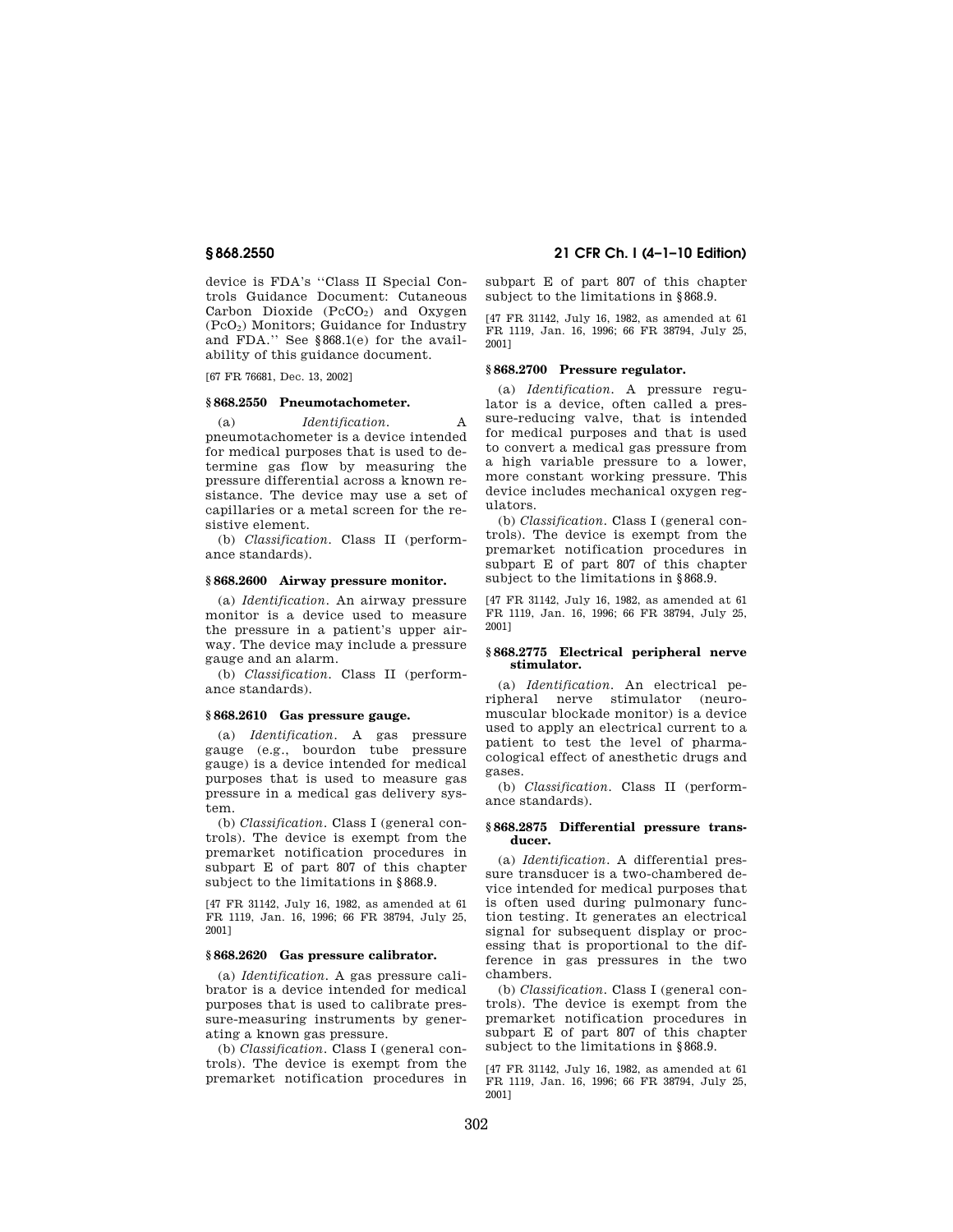device is FDA's ''Class II Special Controls Guidance Document: Cutaneous Carbon Dioxide ($PcCO_2$) and Oxygen ($PcO_2$) Monitors; Guidance for Industry and FDA.'' See §868.1(e) for the availability of this guidance document.

[67 FR 76681, Dec. 13, 2002]

### § 868.2550 Pneumotachometer.

(a) *Identification.* A pneumotachometer is a device intended for medical purposes that is used to determine gas flow by measuring the pressure differential across a known resistance. The device may use a set of capillaries or a metal screen for the resistive element.

(b) *Classification.* Class II (performance standards).

### § 868.2600 Airway pressure monitor.

(a) *Identification.* An airway pressure monitor is a device used to measure the pressure in a patient's upper airway. The device may include a pressure gauge and an alarm.

(b) *Classification.* Class II (performance standards).

### § 868.2610 Gas pressure gauge.

(a) *Identification.* A gas pressure gauge (e.g., bourdon tube pressure gauge) is a device intended for medical purposes that is used to measure gas pressure in a medical gas delivery system.

(b) *Classification.* Class I (general controls). The device is exempt from the premarket notification procedures in subpart E of part 807 of this chapter subject to the limitations in §868.9.

[47 FR 31142, July 16, 1982, as amended at 61 FR 1119, Jan. 16, 1996; 66 FR 38794, July 25, 2001]

### § 868.2620 Gas pressure calibrator.

(a) *Identification.* A gas pressure calibrator is a device intended for medical purposes that is used to calibrate pressure-measuring instruments by generating a known gas pressure.

(b) *Classification.* Class I (general controls). The device is exempt from the premarket notification procedures in subpart E of part 807 of this chapter subject to the limitations in §868.9.

[47 FR 31142, July 16, 1982, as amended at 61 FR 1119, Jan. 16, 1996; 66 FR 38794, July 25, 2001]

### § 868.2700 Pressure regulator.

(a) *Identification.* A pressure regulator is a device, often called a pressure-reducing valve, that is intended for medical purposes and that is used to convert a medical gas pressure from a high variable pressure to a lower, more constant working pressure. This device includes mechanical oxygen regulators.

(b) *Classification.* Class I (general controls). The device is exempt from the premarket notification procedures in subpart E of part 807 of this chapter subject to the limitations in §868.9.

[47 FR 31142, July 16, 1982, as amended at 61 FR 1119, Jan. 16, 1996; 66 FR 38794, July 25, 2001]

### § 868.2775 Electrical peripheral nerve stimulator.

(a) *Identification.* An electrical peripheral nerve stimulator (neuromuscular blockade monitor) is a device used to apply an electrical current to a patient to test the level of pharmacological effect of anesthetic drugs and gases.

(b) *Classification.* Class II (performance standards).

### § 868.2875 Differential pressure transducer.

(a) *Identification.* A differential pressure transducer is a two-chambered device intended for medical purposes that is often used during pulmonary function testing. It generates an electrical signal for subsequent display or processing that is proportional to the difference in gas pressures in the two chambers.

(b) *Classification.* Class I (general controls). The device is exempt from the premarket notification procedures in subpart E of part 807 of this chapter subject to the limitations in §868.9.

[47 FR 31142, July 16, 1982, as amended at 61 FR 1119, Jan. 16, 1996; 66 FR 38794, July 25, 2001]